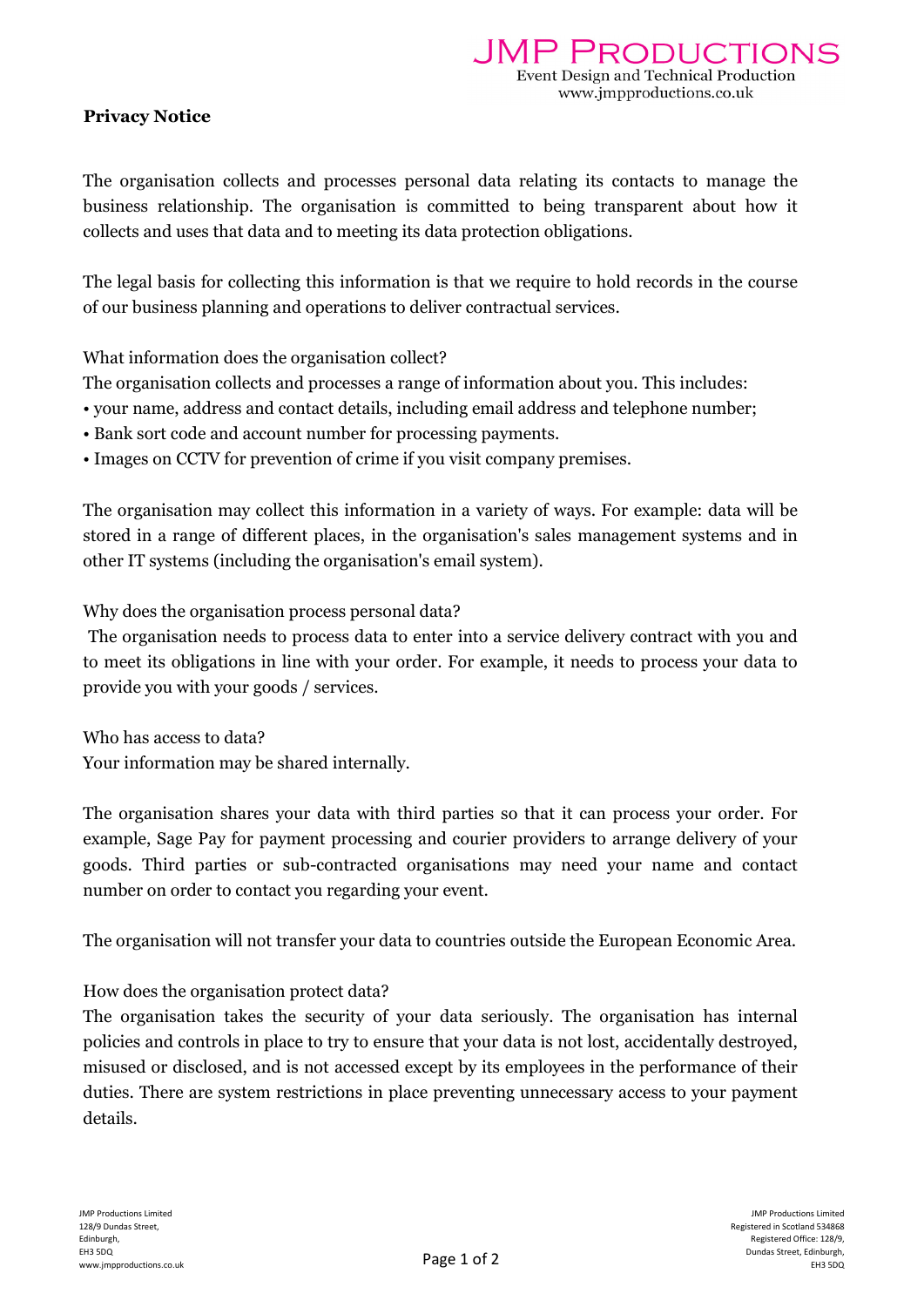# Privacy Notice

The organisation collects and processes personal data relating its contacts to manage the business relationship. The organisation is committed to being transparent about how it collects and uses that data and to meeting its data protection obligations.

The legal basis for collecting this information is that we require to hold records in the course of our business planning and operations to deliver contractual services.

What information does the organisation collect?

The organisation collects and processes a range of information about you. This includes:

- your name, address and contact details, including email address and telephone number;
- Bank sort code and account number for processing payments.
- Images on CCTV for prevention of crime if you visit company premises.

The organisation may collect this information in a variety of ways. For example: data will be stored in a range of different places, in the organisation's sales management systems and in other IT systems (including the organisation's email system).

Why does the organisation process personal data?

The organisation needs to process data to enter into a service delivery contract with you and to meet its obligations in line with your order. For example, it needs to process your data to provide you with your goods / services.

Who has access to data?

Your information may be shared internally.

The organisation shares your data with third parties so that it can process your order. For example, Sage Pay for payment processing and courier providers to arrange delivery of your goods. Third parties or sub-contracted organisations may need your name and contact number on order to contact you regarding your event.

The organisation will not transfer your data to countries outside the European Economic Area.

How does the organisation protect data?

The organisation takes the security of your data seriously. The organisation has internal policies and controls in place to try to ensure that your data is not lost, accidentally destroyed, misused or disclosed, and is not accessed except by its employees in the performance of their duties. There are system restrictions in place preventing unnecessary access to your payment details.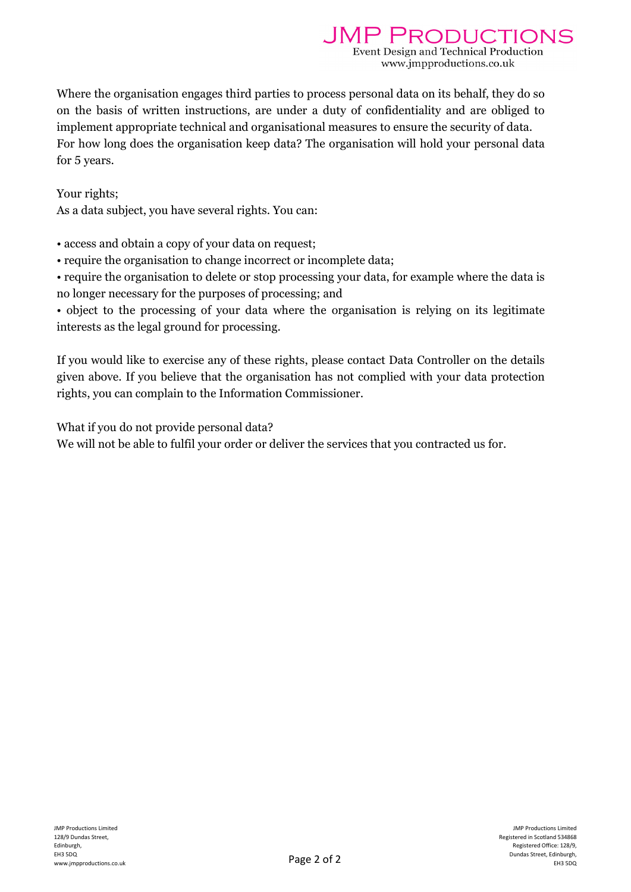Where the organisation engages third parties to process personal data on its behalf, they do so on the basis of written instructions, are under a duty of confidentiality and are obliged to implement appropriate technical and organisational measures to ensure the security of data.
For how long does the organisation keep data? The organisation will hold your personal data for 5 years.

Your rights;
As a data subject, you have several rights. You can:

- access and obtain a copy of your data on request;
- require the organisation to change incorrect or incomplete data;
- require the organisation to delete or stop processing your data, for example where the data is no longer necessary for the purposes of processing; and
- object to the processing of your data where the organisation is relying on its legitimate interests as the legal ground for processing.

If you would like to exercise any of these rights, please contact Data Controller on the details given above. If you believe that the organisation has not complied with your data protection rights, you can complain to the Information Commissioner.

What if you do not provide personal data?
We will not be able to fulfil your order or deliver the services that you contracted us for.